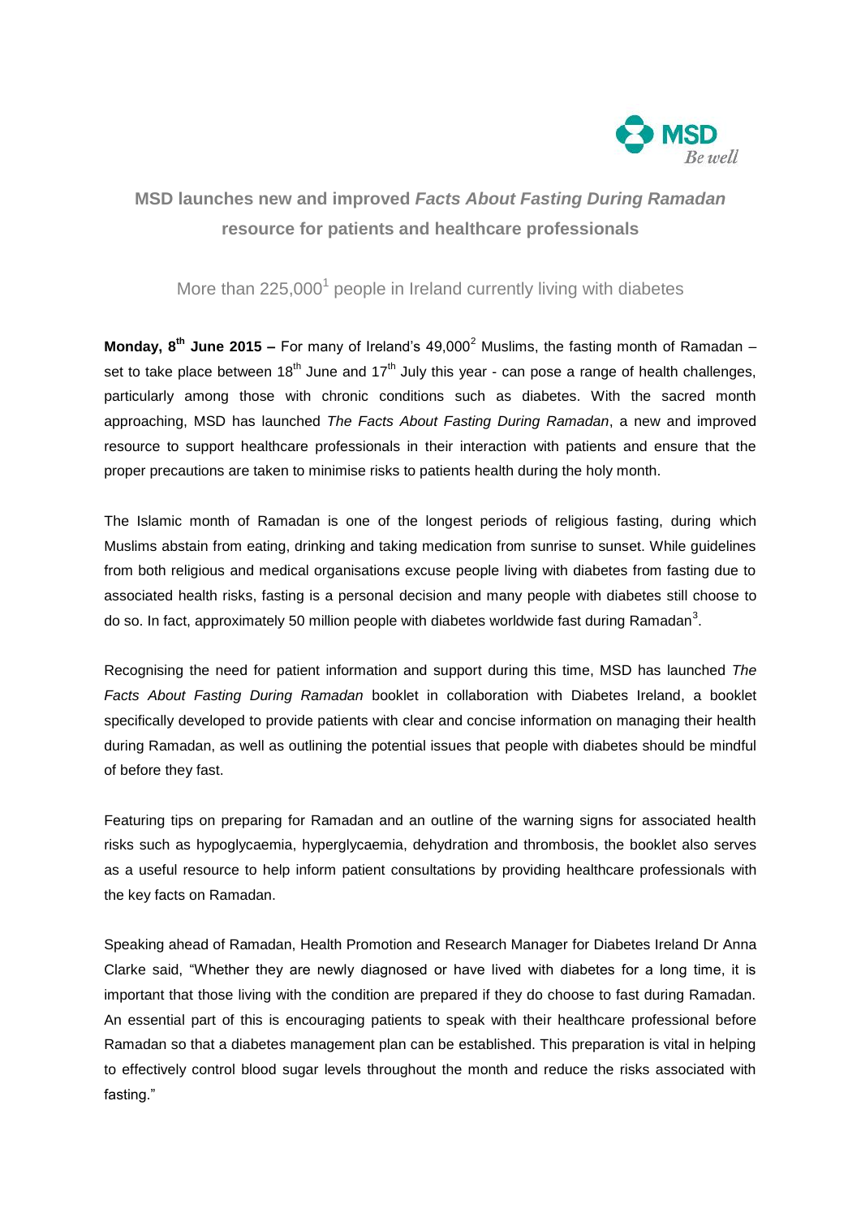# MSD launches new and improved *Facts About Fasting During Ramadan* resource for patients and healthcare professionals

## More than 225,000[1] people in Ireland currently living with diabetes

**Monday, 8th June 2015 –** For many of Ireland's 49,000[2] Muslims, the fasting month of Ramadan – set to take place between 18th June and 17th July this year - can pose a range of health challenges, particularly among those with chronic conditions such as diabetes. With the sacred month approaching, MSD has launched *The Facts About Fasting During Ramadan*, a new and improved resource to support healthcare professionals in their interaction with patients and ensure that the proper precautions are taken to minimise risks to patients health during the holy month.

The Islamic month of Ramadan is one of the longest periods of religious fasting, during which Muslims abstain from eating, drinking and taking medication from sunrise to sunset. While guidelines from both religious and medical organisations excuse people living with diabetes from fasting due to associated health risks, fasting is a personal decision and many people with diabetes still choose to do so. In fact, approximately 50 million people with diabetes worldwide fast during Ramadan[3].

Recognising the need for patient information and support during this time, MSD has launched *The Facts About Fasting During Ramadan* booklet in collaboration with Diabetes Ireland, a booklet specifically developed to provide patients with clear and concise information on managing their health during Ramadan, as well as outlining the potential issues that people with diabetes should be mindful of before they fast.

Featuring tips on preparing for Ramadan and an outline of the warning signs for associated health risks such as hypoglycaemia, hyperglycaemia, dehydration and thrombosis, the booklet also serves as a useful resource to help inform patient consultations by providing healthcare professionals with the key facts on Ramadan.

Speaking ahead of Ramadan, Health Promotion and Research Manager for Diabetes Ireland Dr Anna Clarke said, "Whether they are newly diagnosed or have lived with diabetes for a long time, it is important that those living with the condition are prepared if they do choose to fast during Ramadan. An essential part of this is encouraging patients to speak with their healthcare professional before Ramadan so that a diabetes management plan can be established. This preparation is vital in helping to effectively control blood sugar levels throughout the month and reduce the risks associated with fasting."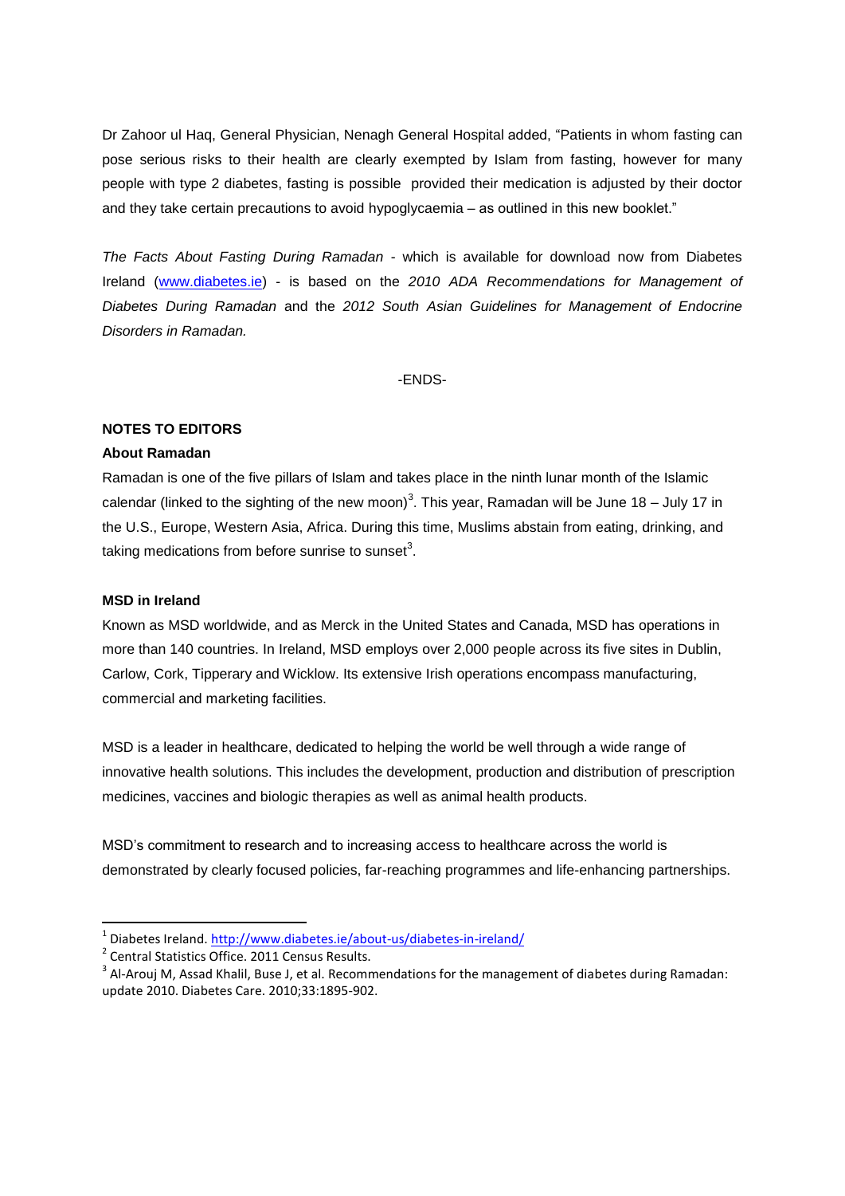Dr Zahoor ul Haq, General Physician, Nenagh General Hospital added, "Patients in whom fasting can pose serious risks to their health are clearly exempted by Islam from fasting, however for many people with type 2 diabetes, fasting is possible provided their medication is adjusted by their doctor and they take certain precautions to avoid hypoglycaemia – as outlined in this new booklet."

*The Facts About Fasting During Ramadan* - which is available for download now from Diabetes Ireland (www.diabetes.ie) - is based on the *2010 ADA Recommendations for Management of Diabetes During Ramadan* and the *2012 South Asian Guidelines for Management of Endocrine Disorders in Ramadan.*

-ENDS-

**NOTES TO EDITORS**

**About Ramadan**

Ramadan is one of the five pillars of Islam and takes place in the ninth lunar month of the Islamic calendar (linked to the sighting of the new moon)[3]. This year, Ramadan will be June 18 – July 17 in the U.S., Europe, Western Asia, Africa. During this time, Muslims abstain from eating, drinking, and taking medications from before sunrise to sunset[3].

**MSD in Ireland**

Known as MSD worldwide, and as Merck in the United States and Canada, MSD has operations in more than 140 countries. In Ireland, MSD employs over 2,000 people across its five sites in Dublin, Carlow, Cork, Tipperary and Wicklow. Its extensive Irish operations encompass manufacturing, commercial and marketing facilities.

MSD is a leader in healthcare, dedicated to helping the world be well through a wide range of innovative health solutions. This includes the development, production and distribution of prescription medicines, vaccines and biologic therapies as well as animal health products.

MSD's commitment to research and to increasing access to healthcare across the world is demonstrated by clearly focused policies, far-reaching programmes and life-enhancing partnerships.

---

[1] Diabetes Ireland. http://www.diabetes.ie/about-us/diabetes-in-ireland/

[2] Central Statistics Office. 2011 Census Results.

[3] Al-Arouj M, Assad Khalil, Buse J, et al. Recommendations for the management of diabetes during Ramadan: update 2010. Diabetes Care. 2010;33:1895-902.